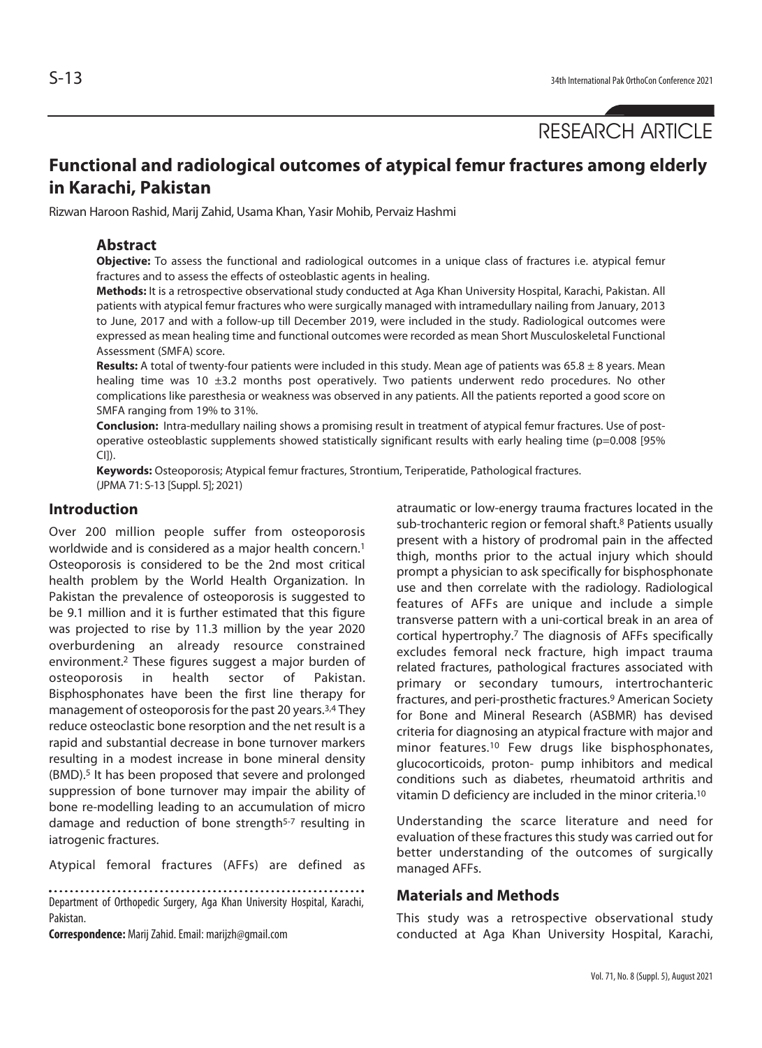RESEARCH ARTICLE

# Functional and radiological outcomes of atypical femur fractures among elderly in Karachi, Pakistan

Rizwan Haroon Rashid, Marij Zahid, Usama Khan, Yasir Mohib, Pervaiz Hashmi

## Abstract

**Objective:** To assess the functional and radiological outcomes in a unique class of fractures i.e. atypical femur fractures and to assess the effects of osteoblastic agents in healing.

**Methods:** It is a retrospective observational study conducted at Aga Khan University Hospital, Karachi, Pakistan. All patients with atypical femur fractures who were surgically managed with intramedullary nailing from January, 2013 to June, 2017 and with a follow-up till December 2019, were included in the study. Radiological outcomes were expressed as mean healing time and functional outcomes were recorded as mean Short Musculoskeletal Functional Assessment (SMFA) score.

**Results:** A total of twenty-four patients were included in this study. Mean age of patients was 65.8 ± 8 years. Mean healing time was 10 ±3.2 months post operatively. Two patients underwent redo procedures. No other complications like paresthesia or weakness was observed in any patients. All the patients reported a good score on SMFA ranging from 19% to 31%.

**Conclusion:** Intra-medullary nailing shows a promising result in treatment of atypical femur fractures. Use of post-operative osteoblastic supplements showed statistically significant results with early healing time (p=0.008 [95% CI]).

**Keywords:** Osteoporosis; Atypical femur fractures, Strontium, Teriperatide, Pathological fractures.

(JPMA 71: S-13 [Suppl. 5]; 2021)

## Introduction

Over 200 million people suffer from osteoporosis worldwide and is considered as a major health concern.[1] Osteoporosis is considered to be the 2nd most critical health problem by the World Health Organization. In Pakistan the prevalence of osteoporosis is suggested to be 9.1 million and it is further estimated that this figure was projected to rise by 11.3 million by the year 2020 overburdening an already resource constrained environment.[2] These figures suggest a major burden of osteoporosis in health sector of Pakistan. Bisphosphonates have been the first line therapy for management of osteoporosis for the past 20 years.[3,4] They reduce osteoclastic bone resorption and the net result is a rapid and substantial decrease in bone turnover markers resulting in a modest increase in bone mineral density (BMD).[5] It has been proposed that severe and prolonged suppression of bone turnover may impair the ability of bone re-modelling leading to an accumulation of micro damage and reduction of bone strength[5-7] resulting in iatrogenic fractures.

Atypical femoral fractures (AFFs) are defined as atraumatic or low-energy trauma fractures located in the sub-trochanteric region or femoral shaft.[8] Patients usually present with a history of prodromal pain in the affected thigh, months prior to the actual injury which should prompt a physician to ask specifically for bisphosphonate use and then correlate with the radiology. Radiological features of AFFs are unique and include a simple transverse pattern with a uni-cortical break in an area of cortical hypertrophy.[7] The diagnosis of AFFs specifically excludes femoral neck fracture, high impact trauma related fractures, pathological fractures associated with primary or secondary tumours, intertrochanteric fractures, and peri-prosthetic fractures.[9] American Society for Bone and Mineral Research (ASBMR) has devised criteria for diagnosing an atypical fracture with major and minor features.[10] Few drugs like bisphosphonates, glucocorticoids, proton- pump inhibitors and medical conditions such as diabetes, rheumatoid arthritis and vitamin D deficiency are included in the minor criteria.[10]

Understanding the scarce literature and need for evaluation of these fractures this study was carried out for better understanding of the outcomes of surgically managed AFFs.

## Materials and Methods

This study was a retrospective observational study conducted at Aga Khan University Hospital, Karachi,

Department of Orthopedic Surgery, Aga Khan University Hospital, Karachi, Pakistan.

**Correspondence:** Marij Zahid. Email: marijzh@gmail.com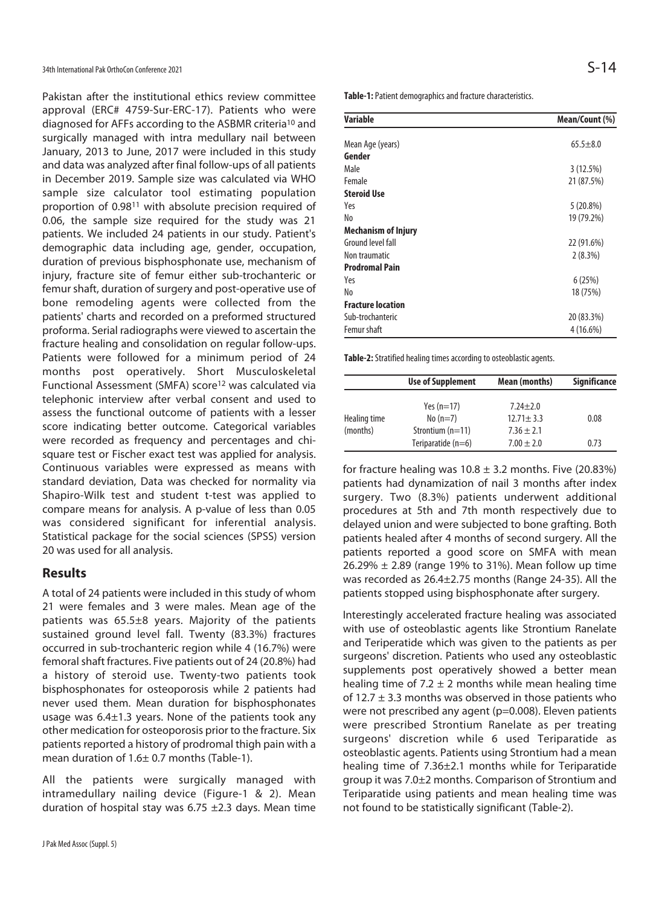Pakistan after the institutional ethics review committee approval (ERC# 4759-Sur-ERC-17). Patients who were diagnosed for AFFs according to the ASBMR criteria[10] and surgically managed with intra medullary nail between January, 2013 to June, 2017 were included in this study and data was analyzed after final follow-ups of all patients in December 2019. Sample size was calculated via WHO sample size calculator tool estimating population proportion of 0.98[11] with absolute precision required of 0.06, the sample size required for the study was 21 patients. We included 24 patients in our study. Patient's demographic data including age, gender, occupation, duration of previous bisphosphonate use, mechanism of injury, fracture site of femur either sub-trochanteric or femur shaft, duration of surgery and post-operative use of bone remodeling agents were collected from the patients' charts and recorded on a preformed structured proforma. Serial radiographs were viewed to ascertain the fracture healing and consolidation on regular follow-ups. Patients were followed for a minimum period of 24 months post operatively. Short Musculoskeletal Functional Assessment (SMFA) score[12] was calculated via telephonic interview after verbal consent and used to assess the functional outcome of patients with a lesser score indicating better outcome. Categorical variables were recorded as frequency and percentages and chi-square test or Fischer exact test was applied for analysis. Continuous variables were expressed as means with standard deviation, Data was checked for normality via Shapiro-Wilk test and student t-test was applied to compare means for analysis. A p-value of less than 0.05 was considered significant for inferential analysis. Statistical package for the social sciences (SPSS) version 20 was used for all analysis.

## Results

A total of 24 patients were included in this study of whom 21 were females and 3 were males. Mean age of the patients was 65.5±8 years. Majority of the patients sustained ground level fall. Twenty (83.3%) fractures occurred in sub-trochanteric region while 4 (16.7%) were femoral shaft fractures. Five patients out of 24 (20.8%) had a history of steroid use. Twenty-two patients took bisphosphonates for osteoporosis while 2 patients had never used them. Mean duration for bisphosphonates usage was 6.4±1.3 years. None of the patients took any other medication for osteoporosis prior to the fracture. Six patients reported a history of prodromal thigh pain with a mean duration of 1.6± 0.7 months (Table-1).

All the patients were surgically managed with intramedullary nailing device (Figure-1 & 2). Mean duration of hospital stay was 6.75 ±2.3 days. Mean time for fracture healing was 10.8 ± 3.2 months. Five (20.83%) patients had dynamization of nail 3 months after index surgery. Two (8.3%) patients underwent additional procedures at 5th and 7th month respectively due to delayed union and were subjected to bone grafting. Both patients healed after 4 months of second surgery. All the patients reported a good score on SMFA with mean 26.29% ± 2.89 (range 19% to 31%). Mean follow up time was recorded as 26.4±2.75 months (Range 24-35). All the patients stopped using bisphosphonate after surgery.

Interestingly accelerated fracture healing was associated with use of osteoblastic agents like Strontium Ranelate and Teriperatide which was given to the patients as per surgeons' discretion. Patients who used any osteoblastic supplements post operatively showed a better mean healing time of 7.2 ± 2 months while mean healing time of 12.7 ± 3.3 months was observed in those patients who were not prescribed any agent (p=0.008). Eleven patients were prescribed Strontium Ranelate as per treating surgeons' discretion while 6 used Teriparatide as osteoblastic agents. Patients using Strontium had a mean healing time of 7.36±2.1 months while for Teriparatide group it was 7.0±2 months. Comparison of Strontium and Teriparatide using patients and mean healing time was not found to be statistically significant (Table-2).

**Table-1:** Patient demographics and fracture characteristics.

| Variable | Mean/Count (%) |
|---|---|
| Mean Age (years) | 65.5±8.0 |
| **Gender** | |
| Male | 3 (12.5%) |
| Female | 21 (87.5%) |
| **Steroid Use** | |
| Yes | 5 (20.8%) |
| No | 19 (79.2%) |
| **Mechanism of Injury** | |
| Ground level fall | 22 (91.6%) |
| Non traumatic | 2 (8.3%) |
| **Prodromal Pain** | |
| Yes | 6 (25%) |
| No | 18 (75%) |
| **Fracture location** | |
| Sub-trochanteric | 20 (83.3%) |
| Femur shaft | 4 (16.6%) |

**Table-2:** Stratified healing times according to osteoblastic agents.

| | Use of Supplement | Mean (months) | Significance |
|---|---|---|---|
| Healing time (months) | Yes (n=17) | 7.24±2.0 | |
| | No (n=7) | 12.71± 3.3 | 0.08 |
| | Strontium (n=11) | 7.36 ± 2.1 | |
| | Teriparatide (n=6) | 7.00 ± 2.0 | 0.73 |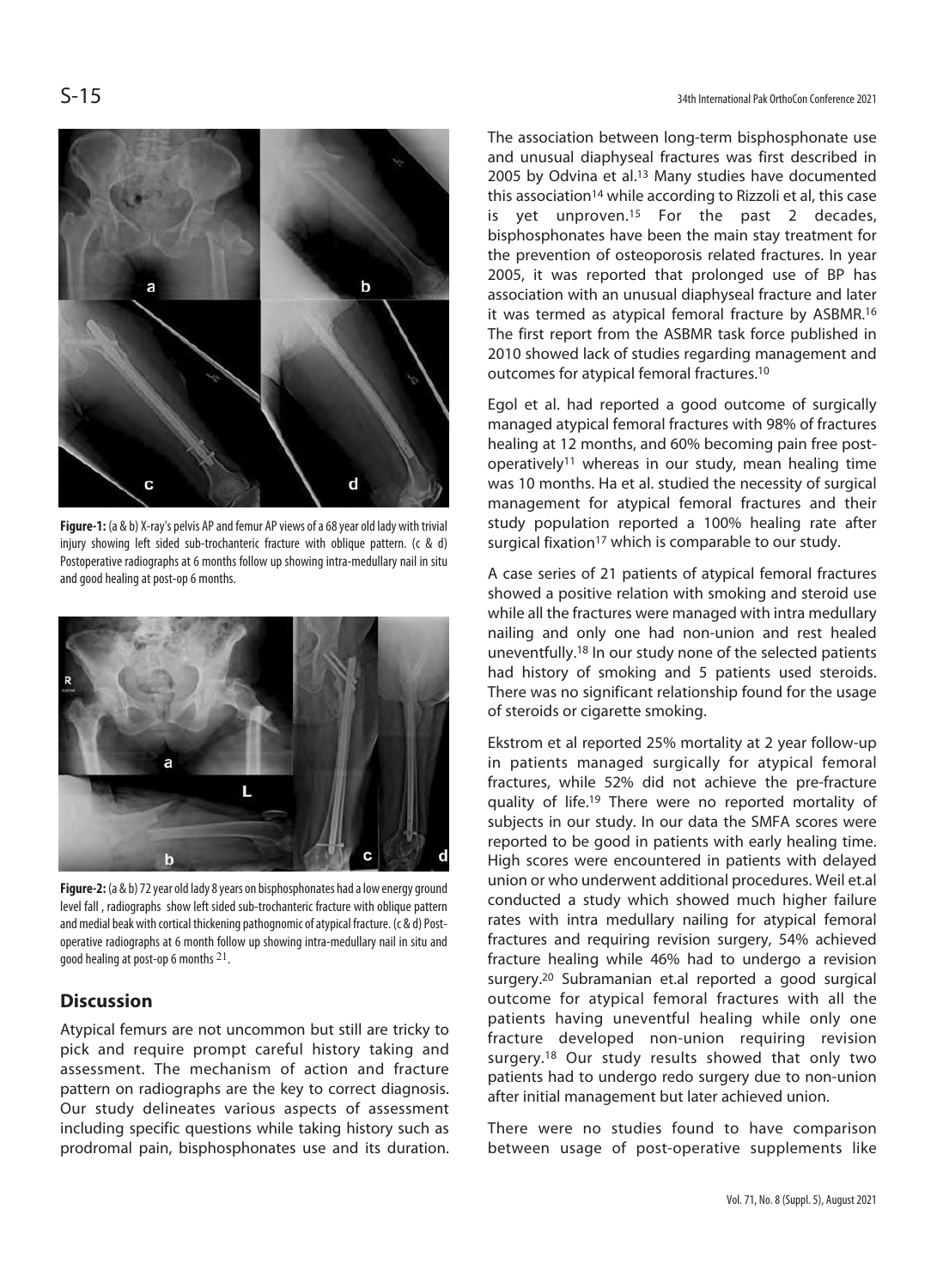**Figure-1:** (a & b) X-ray's pelvis AP and femur AP views of a 68 year old lady with trivial injury showing left sided sub-trochanteric fracture with oblique pattern. (c & d) Postoperative radiographs at 6 months follow up showing intra-medullary nail in situ and good healing at post-op 6 months.

**Figure-2:** (a & b) 72 year old lady 8 years on bisphosphonates had a low energy ground level fall , radiographs show left sided sub-trochanteric fracture with oblique pattern and medial beak with cortical thickening pathognomic of atypical fracture. (c & d) Post-operative radiographs at 6 month follow up showing intra-medullary nail in situ and good healing at post-op 6 months [21].

## Discussion

Atypical femurs are not uncommon but still are tricky to pick and require prompt careful history taking and assessment. The mechanism of action and fracture pattern on radiographs are the key to correct diagnosis. Our study delineates various aspects of assessment including specific questions while taking history such as prodromal pain, bisphosphonates use and its duration.

The association between long-term bisphosphonate use and unusual diaphyseal fractures was first described in 2005 by Odvina et al.[13] Many studies have documented this association[14] while according to Rizzoli et al, this case is yet unproven.[15] For the past 2 decades, bisphosphonates have been the main stay treatment for the prevention of osteoporosis related fractures. In year 2005, it was reported that prolonged use of BP has association with an unusual diaphyseal fracture and later it was termed as atypical femoral fracture by ASBMR.[16] The first report from the ASBMR task force published in 2010 showed lack of studies regarding management and outcomes for atypical femoral fractures.[10]

Egol et al. had reported a good outcome of surgically managed atypical femoral fractures with 98% of fractures healing at 12 months, and 60% becoming pain free post-operatively[11] whereas in our study, mean healing time was 10 months. Ha et al. studied the necessity of surgical management for atypical femoral fractures and their study population reported a 100% healing rate after surgical fixation[17] which is comparable to our study.

A case series of 21 patients of atypical femoral fractures showed a positive relation with smoking and steroid use while all the fractures were managed with intra medullary nailing and only one had non-union and rest healed uneventfully.[18] In our study none of the selected patients had history of smoking and 5 patients used steroids. There was no significant relationship found for the usage of steroids or cigarette smoking.

Ekstrom et al reported 25% mortality at 2 year follow-up in patients managed surgically for atypical femoral fractures, while 52% did not achieve the pre-fracture quality of life.[19] There were no reported mortality of subjects in our study. In our data the SMFA scores were reported to be good in patients with early healing time. High scores were encountered in patients with delayed union or who underwent additional procedures. Weil et.al conducted a study which showed much higher failure rates with intra medullary nailing for atypical femoral fractures and requiring revision surgery, 54% achieved fracture healing while 46% had to undergo a revision surgery.[20] Subramanian et.al reported a good surgical outcome for atypical femoral fractures with all the patients having uneventful healing while only one fracture developed non-union requiring revision surgery.[18] Our study results showed that only two patients had to undergo redo surgery due to non-union after initial management but later achieved union.

There were no studies found to have comparison between usage of post-operative supplements like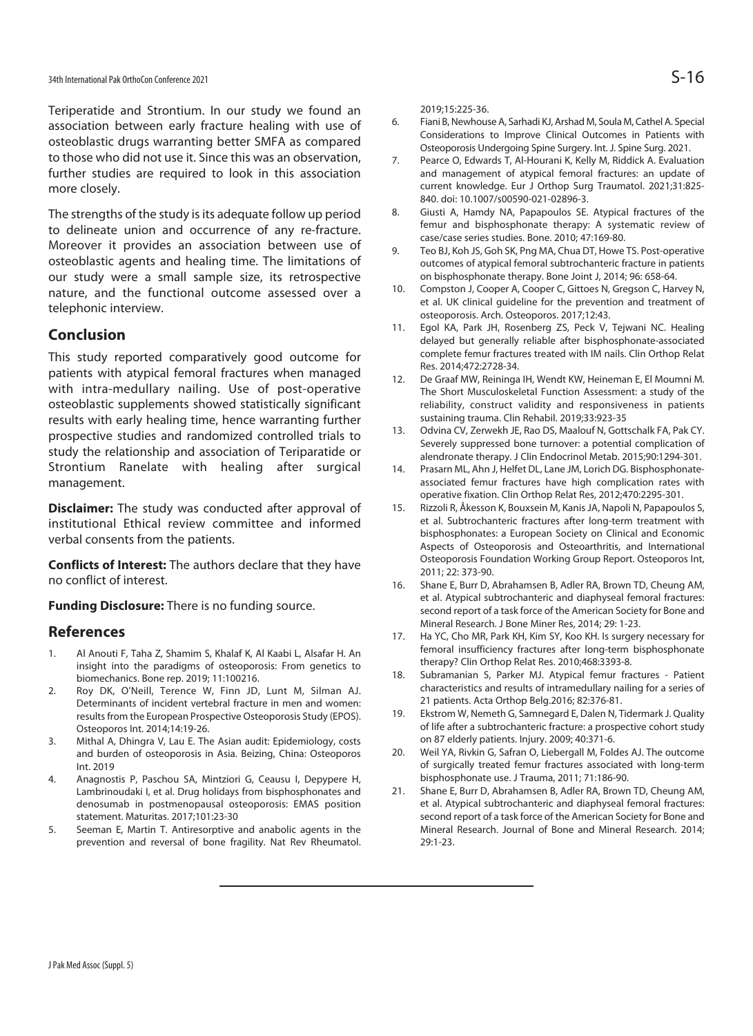Teriperatide and Strontium. In our study we found an association between early fracture healing with use of osteoblastic drugs warranting better SMFA as compared to those who did not use it. Since this was an observation, further studies are required to look in this association more closely.

The strengths of the study is its adequate follow up period to delineate union and occurrence of any re-fracture. Moreover it provides an association between use of osteoblastic agents and healing time. The limitations of our study were a small sample size, its retrospective nature, and the functional outcome assessed over a telephonic interview.

## Conclusion

This study reported comparatively good outcome for patients with atypical femoral fractures when managed with intra-medullary nailing. Use of post-operative osteoblastic supplements showed statistically significant results with early healing time, hence warranting further prospective studies and randomized controlled trials to study the relationship and association of Teriparatide or Strontium Ranelate with healing after surgical management.

**Disclaimer:** The study was conducted after approval of institutional Ethical review committee and informed verbal consents from the patients.

**Conflicts of Interest:** The authors declare that they have no conflict of interest.

**Funding Disclosure:** There is no funding source.

## References

1. Al Anouti F, Taha Z, Shamim S, Khalaf K, Al Kaabi L, Alsafar H. An insight into the paradigms of osteoporosis: From genetics to biomechanics. Bone rep. 2019; 11:100216.
2. Roy DK, O'Neill, Terence W, Finn JD, Lunt M, Silman AJ. Determinants of incident vertebral fracture in men and women: results from the European Prospective Osteoporosis Study (EPOS). Osteoporos Int. 2014;14:19-26.
3. Mithal A, Dhingra V, Lau E. The Asian audit: Epidemiology, costs and burden of osteoporosis in Asia. Beizing, China: Osteoporos Int. 2019
4. Anagnostis P, Paschou SA, Mintziori G, Ceausu I, Depypere H, Lambrinoudaki I, et al. Drug holidays from bisphosphonates and denosumab in postmenopausal osteoporosis: EMAS position statement. Maturitas. 2017;101:23-30
5. Seeman E, Martin T. Antiresorptive and anabolic agents in the prevention and reversal of bone fragility. Nat Rev Rheumatol. 2019;15:225-36.
6. Fiani B, Newhouse A, Sarhadi KJ, Arshad M, Soula M, Cathel A. Special Considerations to Improve Clinical Outcomes in Patients with Osteoporosis Undergoing Spine Surgery. Int. J. Spine Surg. 2021.
7. Pearce O, Edwards T, Al-Hourani K, Kelly M, Riddick A. Evaluation and management of atypical femoral fractures: an update of current knowledge. Eur J Orthop Surg Traumatol. 2021;31:825-840. doi: 10.1007/s00590-021-02896-3.
8. Giusti A, Hamdy NA, Papapoulos SE. Atypical fractures of the femur and bisphosphonate therapy: A systematic review of case/case series studies. Bone. 2010; 47:169-80.
9. Teo BJ, Koh JS, Goh SK, Png MA, Chua DT, Howe TS. Post-operative outcomes of atypical femoral subtrochanteric fracture in patients on bisphosphonate therapy. Bone Joint J, 2014; 96: 658-64.
10. Compston J, Cooper A, Cooper C, Gittoes N, Gregson C, Harvey N, et al. UK clinical guideline for the prevention and treatment of osteoporosis. Arch. Osteoporos. 2017;12:43.
11. Egol KA, Park JH, Rosenberg ZS, Peck V, Tejwani NC. Healing delayed but generally reliable after bisphosphonate-associated complete femur fractures treated with IM nails. Clin Orthop Relat Res. 2014;472:2728-34.
12. De Graaf MW, Reininga IH, Wendt KW, Heineman E, El Moumni M. The Short Musculoskeletal Function Assessment: a study of the reliability, construct validity and responsiveness in patients sustaining trauma. Clin Rehabil. 2019;33:923-35
13. Odvina CV, Zerwekh JE, Rao DS, Maalouf N, Gottschalk FA, Pak CY. Severely suppressed bone turnover: a potential complication of alendronate therapy. J Clin Endocrinol Metab. 2015;90:1294-301.
14. Prasarn ML, Ahn J, Helfet DL, Lane JM, Lorich DG. Bisphosphonate-associated femur fractures have high complication rates with operative fixation. Clin Orthop Relat Res, 2012;470:2295-301.
15. Rizzoli R, Åkesson K, Bouxsein M, Kanis JA, Napoli N, Papapoulos S, et al. Subtrochanteric fractures after long-term treatment with bisphosphonates: a European Society on Clinical and Economic Aspects of Osteoporosis and Osteoarthritis, and International Osteoporosis Foundation Working Group Report. Osteoporos Int, 2011; 22: 373-90.
16. Shane E, Burr D, Abrahamsen B, Adler RA, Brown TD, Cheung AM, et al. Atypical subtrochanteric and diaphyseal femoral fractures: second report of a task force of the American Society for Bone and Mineral Research. J Bone Miner Res, 2014; 29: 1-23.
17. Ha YC, Cho MR, Park KH, Kim SY, Koo KH. Is surgery necessary for femoral insufficiency fractures after long-term bisphosphonate therapy? Clin Orthop Relat Res. 2010;468:3393-8.
18. Subramanian S, Parker MJ. Atypical femur fractures - Patient characteristics and results of intramedullary nailing for a series of 21 patients. Acta Orthop Belg.2016; 82:376-81.
19. Ekstrom W, Nemeth G, Samnegard E, Dalen N, Tidermark J. Quality of life after a subtrochanteric fracture: a prospective cohort study on 87 elderly patients. Injury. 2009; 40:371-6.
20. Weil YA, Rivkin G, Safran O, Liebergall M, Foldes AJ. The outcome of surgically treated femur fractures associated with long-term bisphosphonate use. J Trauma, 2011; 71:186-90.
21. Shane E, Burr D, Abrahamsen B, Adler RA, Brown TD, Cheung AM, et al. Atypical subtrochanteric and diaphyseal femoral fractures: second report of a task force of the American Society for Bone and Mineral Research. Journal of Bone and Mineral Research. 2014; 29:1-23.